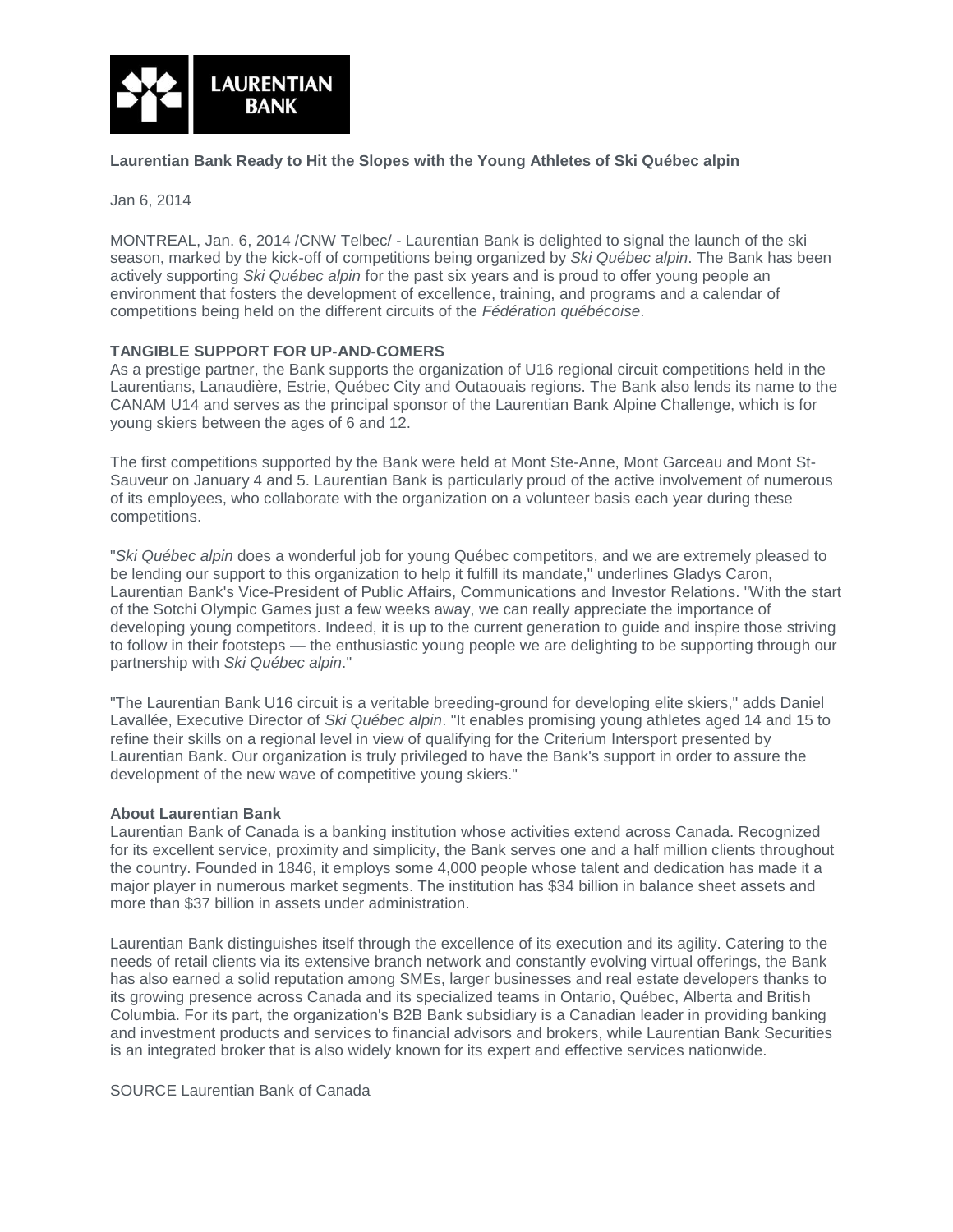LAURENTIAN BANK

**Laurentian Bank Ready to Hit the Slopes with the Young Athletes of Ski Québec alpin**

Jan 6, 2014

MONTREAL, Jan. 6, 2014 /CNW Telbec/ - Laurentian Bank is delighted to signal the launch of the ski season, marked by the kick-off of competitions being organized by *Ski Québec alpin*. The Bank has been actively supporting *Ski Québec alpin* for the past six years and is proud to offer young people an environment that fosters the development of excellence, training, and programs and a calendar of competitions being held on the different circuits of the *Fédération québécoise*.

**TANGIBLE SUPPORT FOR UP-AND-COMERS**

As a prestige partner, the Bank supports the organization of U16 regional circuit competitions held in the Laurentians, Lanaudière, Estrie, Québec City and Outaouais regions. The Bank also lends its name to the CANAM U14 and serves as the principal sponsor of the Laurentian Bank Alpine Challenge, which is for young skiers between the ages of 6 and 12.

The first competitions supported by the Bank were held at Mont Ste-Anne, Mont Garceau and Mont St-Sauveur on January 4 and 5. Laurentian Bank is particularly proud of the active involvement of numerous of its employees, who collaborate with the organization on a volunteer basis each year during these competitions.

"*Ski Québec alpin* does a wonderful job for young Québec competitors, and we are extremely pleased to be lending our support to this organization to help it fulfill its mandate," underlines Gladys Caron, Laurentian Bank's Vice-President of Public Affairs, Communications and Investor Relations. "With the start of the Sotchi Olympic Games just a few weeks away, we can really appreciate the importance of developing young competitors. Indeed, it is up to the current generation to guide and inspire those striving to follow in their footsteps — the enthusiastic young people we are delighting to be supporting through our partnership with *Ski Québec alpin*."

"The Laurentian Bank U16 circuit is a veritable breeding-ground for developing elite skiers," adds Daniel Lavallée, Executive Director of *Ski Québec alpin*. "It enables promising young athletes aged 14 and 15 to refine their skills on a regional level in view of qualifying for the Criterium Intersport presented by Laurentian Bank. Our organization is truly privileged to have the Bank's support in order to assure the development of the new wave of competitive young skiers."

**About Laurentian Bank**

Laurentian Bank of Canada is a banking institution whose activities extend across Canada. Recognized for its excellent service, proximity and simplicity, the Bank serves one and a half million clients throughout the country. Founded in 1846, it employs some 4,000 people whose talent and dedication has made it a major player in numerous market segments. The institution has $34 billion in balance sheet assets and more than $37 billion in assets under administration.

Laurentian Bank distinguishes itself through the excellence of its execution and its agility. Catering to the needs of retail clients via its extensive branch network and constantly evolving virtual offerings, the Bank has also earned a solid reputation among SMEs, larger businesses and real estate developers thanks to its growing presence across Canada and its specialized teams in Ontario, Québec, Alberta and British Columbia. For its part, the organization's B2B Bank subsidiary is a Canadian leader in providing banking and investment products and services to financial advisors and brokers, while Laurentian Bank Securities is an integrated broker that is also widely known for its expert and effective services nationwide.

SOURCE Laurentian Bank of Canada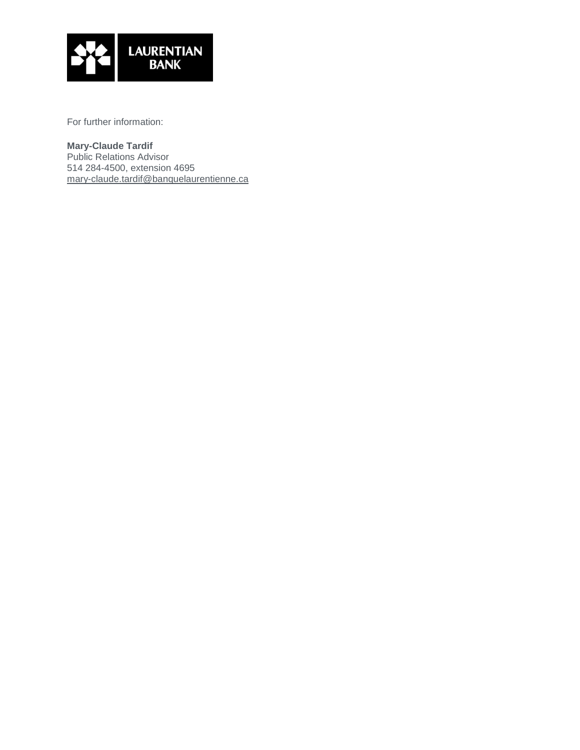For further information:

**Mary-Claude Tardif**
Public Relations Advisor
514 284-4500, extension 4695
mary-claude.tardif@banquelaurentienne.ca